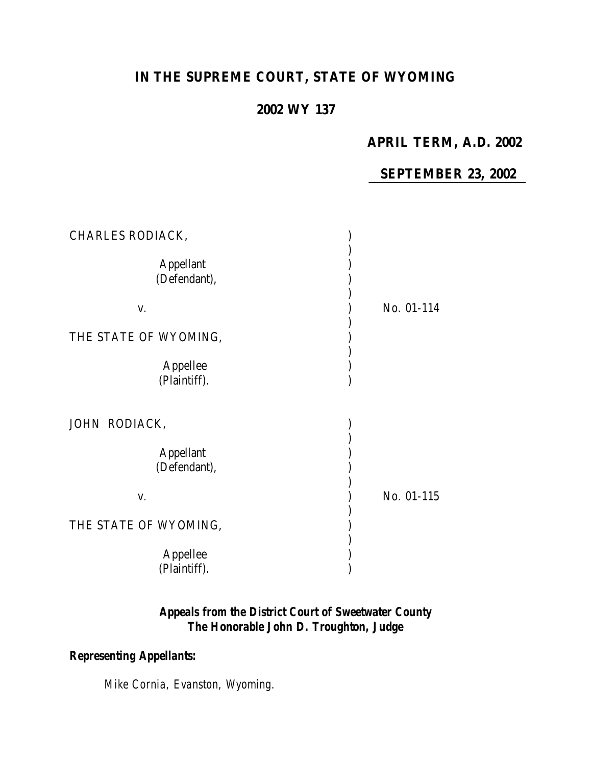# IN THE SUPREME COURT, STATE OF WYOMING

## 2002 WY 137

**APRIL TERM, A.D. 2002**

**SEPTEMBER 23, 2002**

| | | |
|---|---|---|
| CHARLES RODIACK,<br><br>Appellant<br>(Defendant),<br><br>v.<br><br>THE STATE OF WYOMING,<br><br>Appellee<br>(Plaintiff). | ) | No. 01-114 |
| JOHN RODIACK,<br><br>Appellant<br>(Defendant),<br><br>v.<br><br>THE STATE OF WYOMING,<br><br>Appellee<br>(Plaintiff). | ) | No. 01-115 |

***Appeals from the District Court of Sweetwater County***
***The Honorable John D. Troughton, Judge***

***Representing Appellants:***

Mike Cornia, Evanston, Wyoming.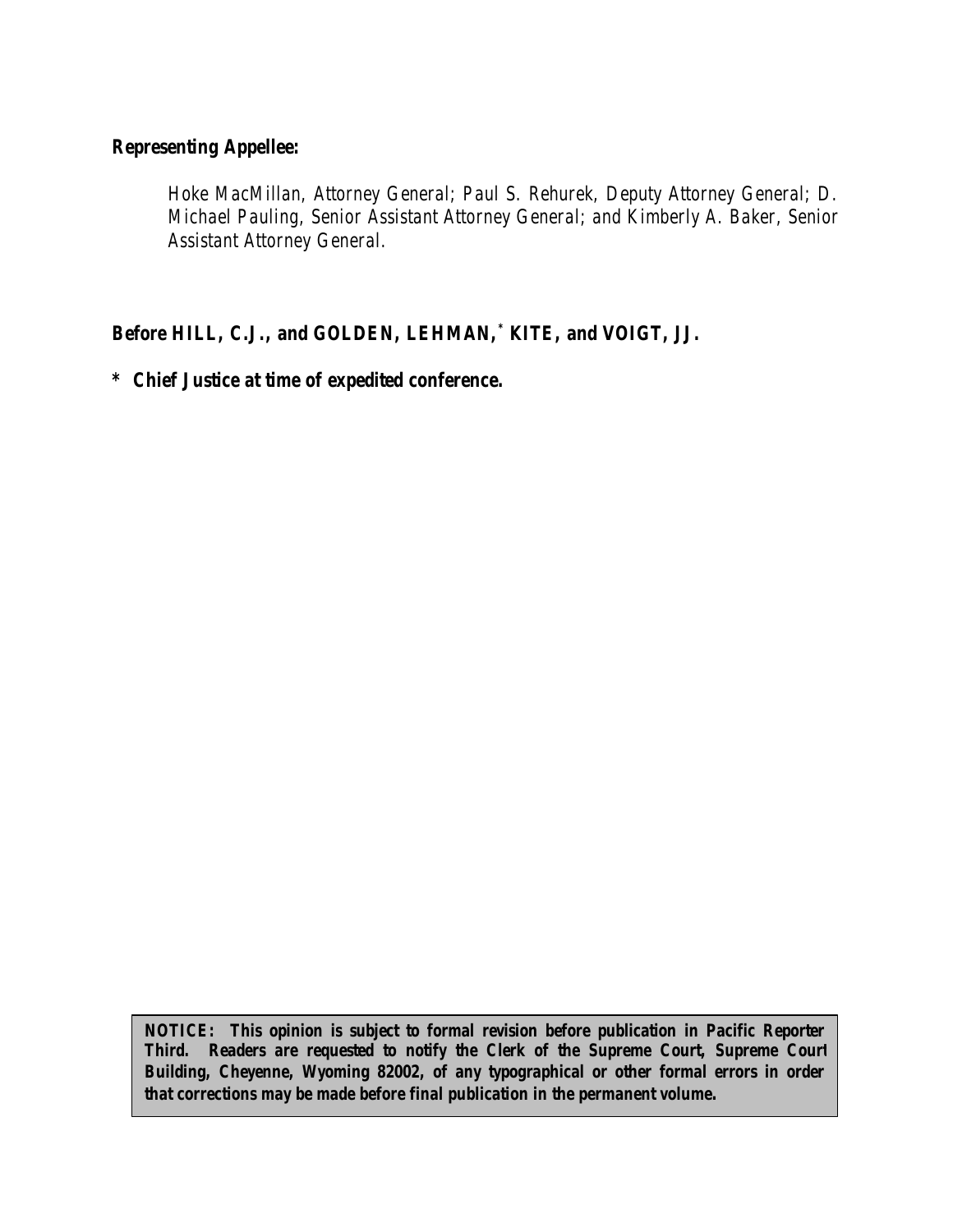**Representing Appellee:**

> *Hoke MacMillan, Attorney General; Paul S. Rehurek, Deputy Attorney General; D. Michael Pauling, Senior Assistant Attorney General; and Kimberly A. Baker, Senior Assistant Attorney General.*

**Before HILL, C.J., and GOLDEN, LEHMAN,* KITE, and VOIGT, JJ.**

**\* Chief Justice at time of expedited conference.**

**NOTICE: This opinion is subject to formal revision before publication in Pacific Reporter Third. Readers are requested to notify the Clerk of the Supreme Court, Supreme Court Building, Cheyenne, Wyoming 82002, of any typographical or other formal errors in order that corrections may be made before final publication in the permanent volume.**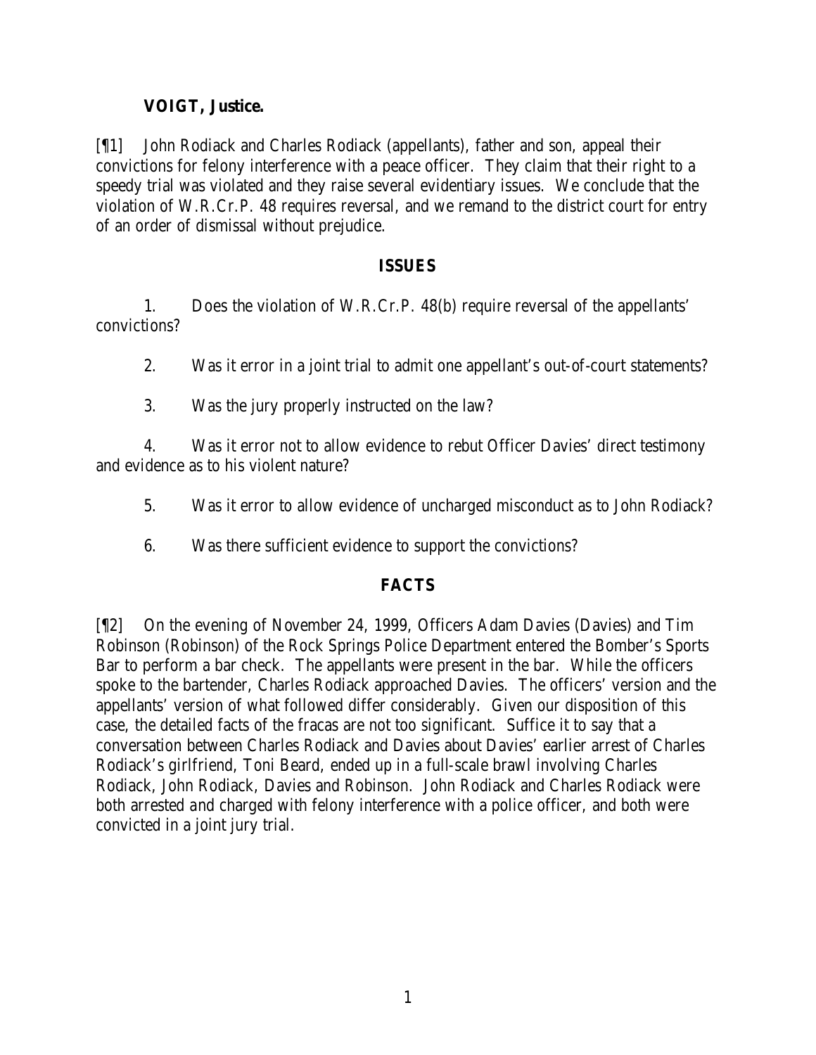**VOIGT, Justice.**

[¶1] John Rodiack and Charles Rodiack (appellants), father and son, appeal their convictions for felony interference with a peace officer. They claim that their right to a speedy trial was violated and they raise several evidentiary issues. We conclude that the violation of W.R.Cr.P. 48 requires reversal, and we remand to the district court for entry of an order of dismissal without prejudice.

## ISSUES

1. Does the violation of W.R.Cr.P. 48(b) require reversal of the appellants' convictions?

2. Was it error in a joint trial to admit one appellant's out-of-court statements?

3. Was the jury properly instructed on the law?

4. Was it error not to allow evidence to rebut Officer Davies' direct testimony and evidence as to his violent nature?

5. Was it error to allow evidence of uncharged misconduct as to John Rodiack?

6. Was there sufficient evidence to support the convictions?

## FACTS

[¶2] On the evening of November 24, 1999, Officers Adam Davies (Davies) and Tim Robinson (Robinson) of the Rock Springs Police Department entered the Bomber's Sports Bar to perform a bar check. The appellants were present in the bar. While the officers spoke to the bartender, Charles Rodiack approached Davies. The officers' version and the appellants' version of what followed differ considerably. Given our disposition of this case, the detailed facts of the fracas are not too significant. Suffice it to say that a conversation between Charles Rodiack and Davies about Davies' earlier arrest of Charles Rodiack's girlfriend, Toni Beard, ended up in a full-scale brawl involving Charles Rodiack, John Rodiack, Davies and Robinson. John Rodiack and Charles Rodiack were both arrested and charged with felony interference with a police officer, and both were convicted in a joint jury trial.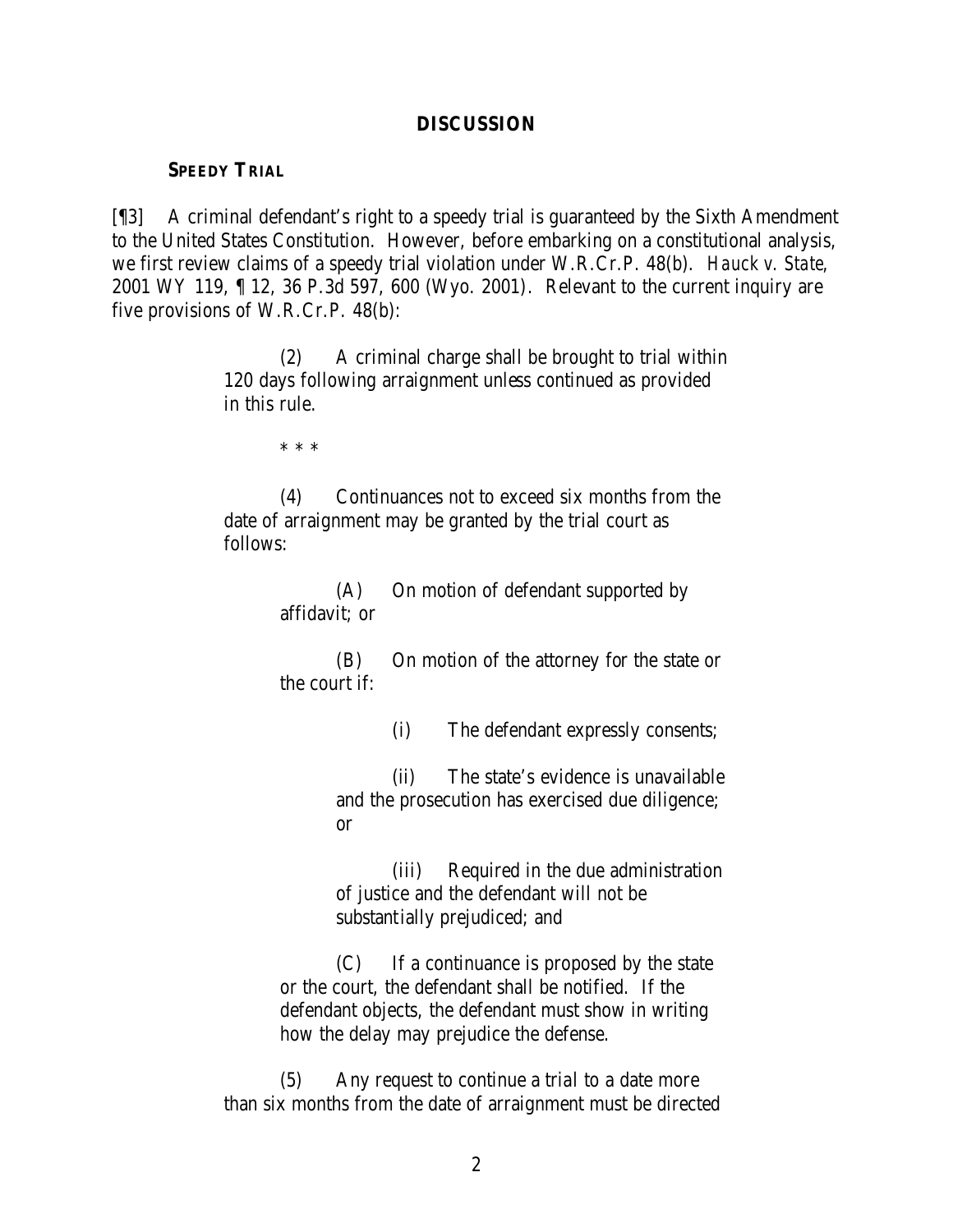## DISCUSSION

### SPEEDY TRIAL

[¶3] A criminal defendant's right to a speedy trial is guaranteed by the Sixth Amendment to the United States Constitution. However, before embarking on a constitutional analysis, we first review claims of a speedy trial violation under W.R.Cr.P. 48(b). *Hauck v. State*, 2001 WY 119, ¶ 12, 36 P.3d 597, 600 (Wyo. 2001). Relevant to the current inquiry are five provisions of W.R.Cr.P. 48(b):

> (2) A criminal charge shall be brought to trial within 120 days following arraignment unless continued as provided in this rule.
>
> * * *
>
> (4) Continuances not to exceed six months from the date of arraignment may be granted by the trial court as follows:
>
> > (A) On motion of defendant supported by affidavit; or
> >
> > (B) On motion of the attorney for the state or the court if:
> >
> > > (i) The defendant expressly consents;
> > >
> > > (ii) The state's evidence is unavailable and the prosecution has exercised due diligence; or
> > >
> > > (iii) Required in the due administration of justice and the defendant will not be substantially prejudiced; and
> >
> > (C) If a continuance is proposed by the state or the court, the defendant shall be notified. If the defendant objects, the defendant must show in writing how the delay may prejudice the defense.
>
> (5) Any request to continue a trial to a date more than six months from the date of arraignment must be directed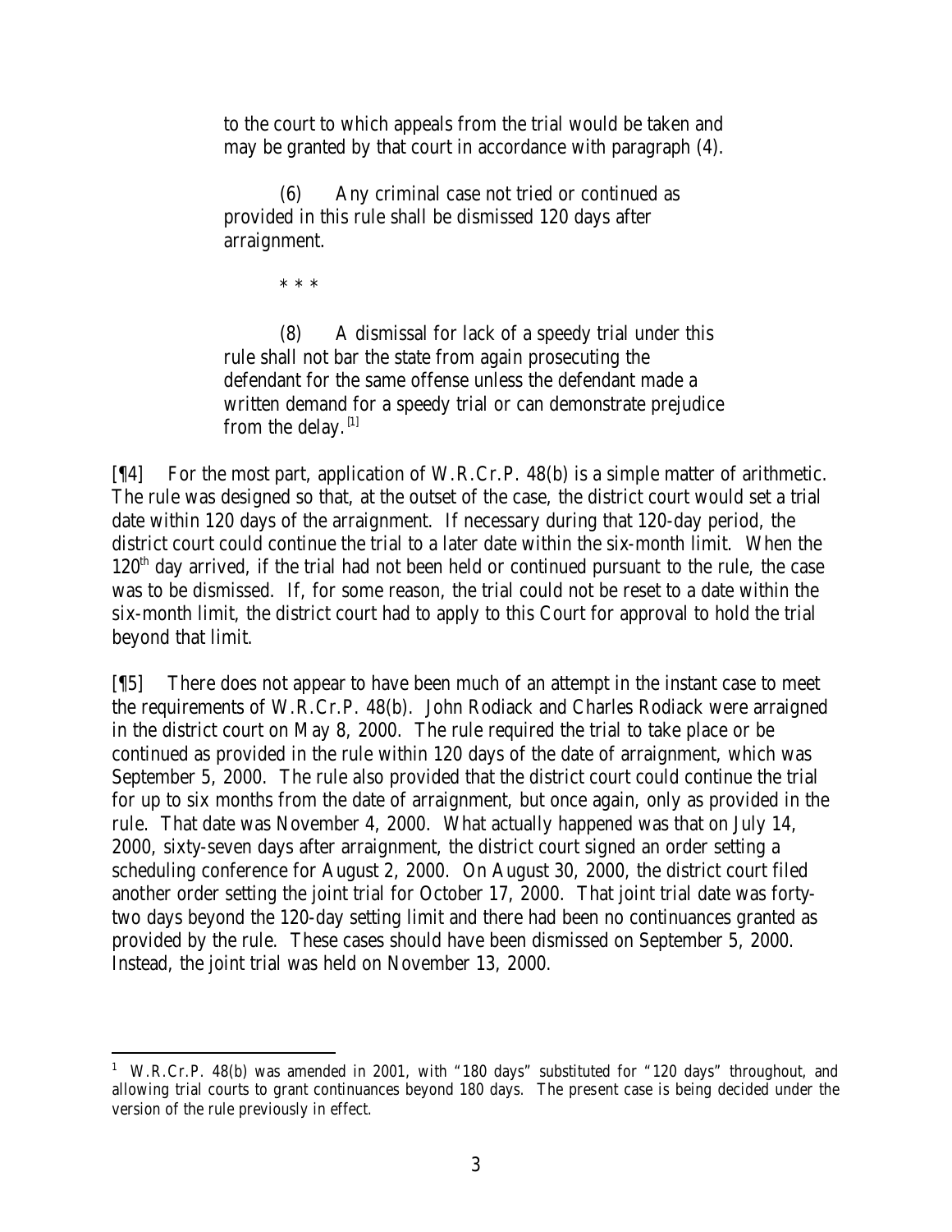> to the court to which appeals from the trial would be taken and may be granted by that court in accordance with paragraph (4).
>
> (6) Any criminal case not tried or continued as provided in this rule shall be dismissed 120 days after arraignment.
>
> * * *
>
> (8) A dismissal for lack of a speedy trial under this rule shall not bar the state from again prosecuting the defendant for the same offense unless the defendant made a written demand for a speedy trial or can demonstrate prejudice from the delay.[1]

[¶4] For the most part, application of W.R.Cr.P. 48(b) is a simple matter of arithmetic. The rule was designed so that, at the outset of the case, the district court would set a trial date within 120 days of the arraignment. If necessary during that 120-day period, the district court could continue the trial to a later date within the six-month limit. When the 120th day arrived, if the trial had not been held or continued pursuant to the rule, the case was to be dismissed. If, for some reason, the trial could not be reset to a date within the six-month limit, the district court had to apply to this Court for approval to hold the trial beyond that limit.

[¶5] There does not appear to have been much of an attempt in the instant case to meet the requirements of W.R.Cr.P. 48(b). John Rodiack and Charles Rodiack were arraigned in the district court on May 8, 2000. The rule required the trial to take place or be continued as provided in the rule within 120 days of the date of arraignment, which was September 5, 2000. The rule also provided that the district court could continue the trial for up to six months from the date of arraignment, but once again, only as provided in the rule. That date was November 4, 2000. What actually happened was that on July 14, 2000, sixty-seven days after arraignment, the district court signed an order setting a scheduling conference for August 2, 2000. On August 30, 2000, the district court filed another order setting the joint trial for October 17, 2000. That joint trial date was forty-two days beyond the 120-day setting limit and there had been no continuances granted as provided by the rule. These cases should have been dismissed on September 5, 2000. Instead, the joint trial was held on November 13, 2000.

---

[1] W.R.Cr.P. 48(b) was amended in 2001, with "180 days" substituted for "120 days" throughout, and allowing trial courts to grant continuances beyond 180 days. The present case is being decided under the version of the rule previously in effect.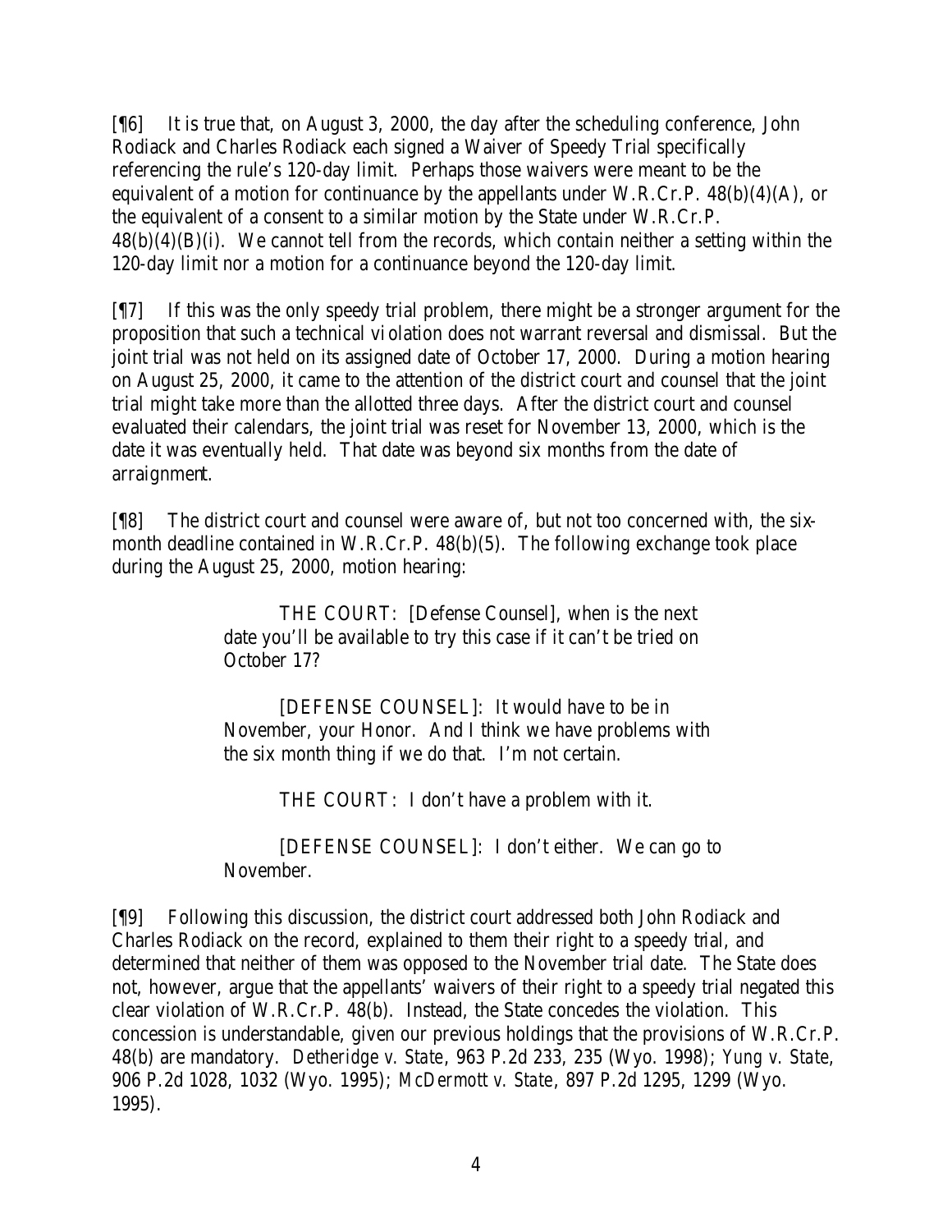[¶6] It is true that, on August 3, 2000, the day after the scheduling conference, John Rodiack and Charles Rodiack each signed a Waiver of Speedy Trial specifically referencing the rule's 120-day limit. Perhaps those waivers were meant to be the equivalent of a motion for continuance by the appellants under W.R.Cr.P. 48(b)(4)(A), or the equivalent of a consent to a similar motion by the State under W.R.Cr.P. 48(b)(4)(B)(i). We cannot tell from the records, which contain neither a setting within the 120-day limit nor a motion for a continuance beyond the 120-day limit.

[¶7] If this was the only speedy trial problem, there might be a stronger argument for the proposition that such a technical violation does not warrant reversal and dismissal. But the joint trial was not held on its assigned date of October 17, 2000. During a motion hearing on August 25, 2000, it came to the attention of the district court and counsel that the joint trial might take more than the allotted three days. After the district court and counsel evaluated their calendars, the joint trial was reset for November 13, 2000, which is the date it was eventually held. That date was beyond six months from the date of arraignment.

[¶8] The district court and counsel were aware of, but not too concerned with, the six-month deadline contained in W.R.Cr.P. 48(b)(5). The following exchange took place during the August 25, 2000, motion hearing:

> THE COURT: [Defense Counsel], when is the next date you'll be available to try this case if it can't be tried on October 17?
>
> [DEFENSE COUNSEL]: It would have to be in November, your Honor. And I think we have problems with the six month thing if we do that. I'm not certain.
>
> THE COURT: I don't have a problem with it.
>
> [DEFENSE COUNSEL]: I don't either. We can go to November.

[¶9] Following this discussion, the district court addressed both John Rodiack and Charles Rodiack on the record, explained to them their right to a speedy trial, and determined that neither of them was opposed to the November trial date. The State does not, however, argue that the appellants' waivers of their right to a speedy trial negated this clear violation of W.R.Cr.P. 48(b). Instead, the State concedes the violation. This concession is understandable, given our previous holdings that the provisions of W.R.Cr.P. 48(b) are mandatory. *Detheridge v. State*, 963 P.2d 233, 235 (Wyo. 1998); *Yung v. State*, 906 P.2d 1028, 1032 (Wyo. 1995); *McDermott v. State*, 897 P.2d 1295, 1299 (Wyo. 1995).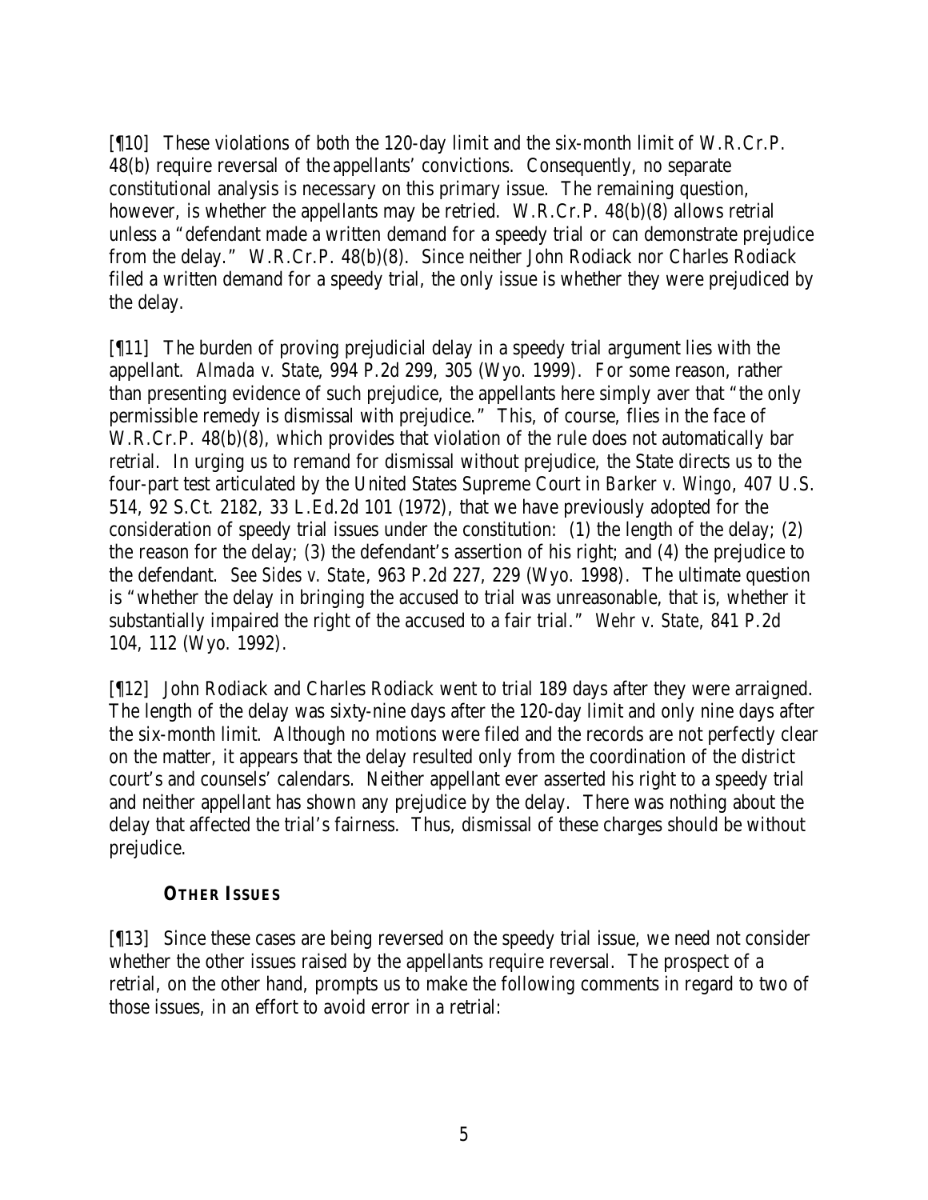[¶10] These violations of both the 120-day limit and the six-month limit of W.R.Cr.P. 48(b) require reversal of the appellants' convictions. Consequently, no separate constitutional analysis is necessary on this primary issue. The remaining question, however, is whether the appellants may be retried. W.R.Cr.P. 48(b)(8) allows retrial unless a "defendant made a written demand for a speedy trial or can demonstrate prejudice from the delay." W.R.Cr.P. 48(b)(8). Since neither John Rodiack nor Charles Rodiack filed a written demand for a speedy trial, the only issue is whether they were prejudiced by the delay.

[¶11] The burden of proving prejudicial delay in a speedy trial argument lies with the appellant. *Almada v. State*, 994 P.2d 299, 305 (Wyo. 1999). For some reason, rather than presenting evidence of such prejudice, the appellants here simply aver that "the only permissible remedy is dismissal with prejudice." This, of course, flies in the face of W.R.Cr.P. 48(b)(8), which provides that violation of the rule does not automatically bar retrial. In urging us to remand for dismissal without prejudice, the State directs us to the four-part test articulated by the United States Supreme Court in *Barker v. Wingo*, 407 U.S. 514, 92 S.Ct. 2182, 33 L.Ed.2d 101 (1972), that we have previously adopted for the consideration of speedy trial issues under the constitution: (1) the length of the delay; (2) the reason for the delay; (3) the defendant's assertion of his right; and (4) the prejudice to the defendant. *See Sides v. State*, 963 P.2d 227, 229 (Wyo. 1998). The ultimate question is "whether the delay in bringing the accused to trial was unreasonable, that is, whether it substantially impaired the right of the accused to a fair trial." *Wehr v. State*, 841 P.2d 104, 112 (Wyo. 1992).

[¶12] John Rodiack and Charles Rodiack went to trial 189 days after they were arraigned. The length of the delay was sixty-nine days after the 120-day limit and only nine days after the six-month limit. Although no motions were filed and the records are not perfectly clear on the matter, it appears that the delay resulted only from the coordination of the district court's and counsels' calendars. Neither appellant ever asserted his right to a speedy trial and neither appellant has shown any prejudice by the delay. There was nothing about the delay that affected the trial's fairness. Thus, dismissal of these charges should be without prejudice.

## OTHER ISSUES

[¶13] Since these cases are being reversed on the speedy trial issue, we need not consider whether the other issues raised by the appellants require reversal. The prospect of a retrial, on the other hand, prompts us to make the following comments in regard to two of those issues, in an effort to avoid error in a retrial: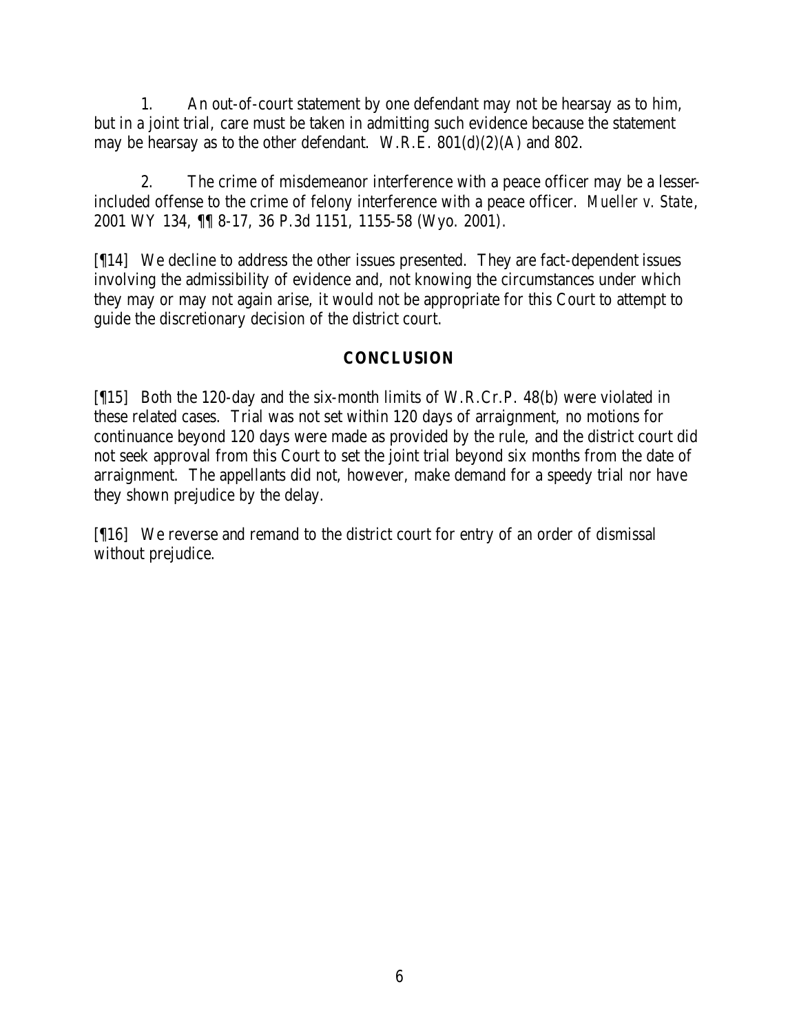1. An out-of-court statement by one defendant may not be hearsay as to him, but in a joint trial, care must be taken in admitting such evidence because the statement may be hearsay as to the other defendant. W.R.E. 801(d)(2)(A) and 802.

2. The crime of misdemeanor interference with a peace officer may be a lesser-included offense to the crime of felony interference with a peace officer. *Mueller v. State*, 2001 WY 134, ¶¶ 8-17, 36 P.3d 1151, 1155-58 (Wyo. 2001).

[¶14] We decline to address the other issues presented. They are fact-dependent issues involving the admissibility of evidence and, not knowing the circumstances under which they may or may not again arise, it would not be appropriate for this Court to attempt to guide the discretionary decision of the district court.

## CONCLUSION

[¶15] Both the 120-day and the six-month limits of W.R.Cr.P. 48(b) were violated in these related cases. Trial was not set within 120 days of arraignment, no motions for continuance beyond 120 days were made as provided by the rule, and the district court did not seek approval from this Court to set the joint trial beyond six months from the date of arraignment. The appellants did not, however, make demand for a speedy trial nor have they shown prejudice by the delay.

[¶16] We reverse and remand to the district court for entry of an order of dismissal without prejudice.